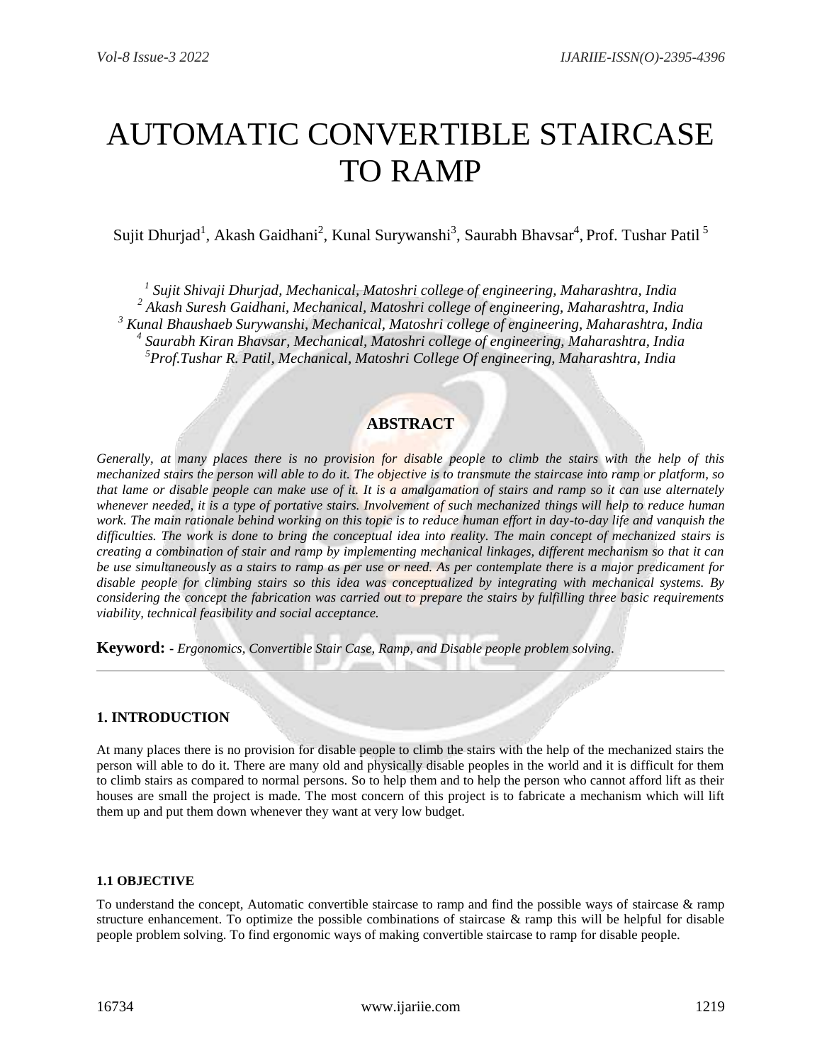# AUTOMATIC CONVERTIBLE STAIRCASE TO RAMP

Sujit Dhurjad[1], Akash Gaidhani[2], Kunal Surywanshi[3], Saurabh Bhavsar[4], Prof. Tushar Patil[5]

*[1] Sujit Shivaji Dhurjad, Mechanical, Matoshri college of engineering, Maharashtra, India*
*[2] Akash Suresh Gaidhani, Mechanical, Matoshri college of engineering, Maharashtra, India*
*[3] Kunal Bhaushaeb Surywanshi, Mechanical, Matoshri college of engineering, Maharashtra, India*
*[4] Saurabh Kiran Bhavsar, Mechanical, Matoshri college of engineering, Maharashtra, India*
*[5]Prof.Tushar R. Patil, Mechanical, Matoshri College Of engineering, Maharashtra, India*

## ABSTRACT

*Generally, at many places there is no provision for disable people to climb the stairs with the help of this mechanized stairs the person will able to do it. The objective is to transmute the staircase into ramp or platform, so that lame or disable people can make use of it. It is a amalgamation of stairs and ramp so it can use alternately whenever needed, it is a type of portative stairs. Involvement of such mechanized things will help to reduce human work. The main rationale behind working on this topic is to reduce human effort in day-to-day life and vanquish the difficulties. The work is done to bring the conceptual idea into reality. The main concept of mechanized stairs is creating a combination of stair and ramp by implementing mechanical linkages, different mechanism so that it can be use simultaneously as a stairs to ramp as per use or need. As per contemplate there is a major predicament for disable people for climbing stairs so this idea was conceptualized by integrating with mechanical systems. By considering the concept the fabrication was carried out to prepare the stairs by fulfilling three basic requirements viability, technical feasibility and social acceptance.*

**Keyword: -** *Ergonomics, Convertible Stair Case, Ramp, and Disable people problem solving.*

---

## 1. INTRODUCTION

At many places there is no provision for disable people to climb the stairs with the help of the mechanized stairs the person will able to do it. There are many old and physically disable peoples in the world and it is difficult for them to climb stairs as compared to normal persons. So to help them and to help the person who cannot afford lift as their houses are small the project is made. The most concern of this project is to fabricate a mechanism which will lift them up and put them down whenever they want at very low budget.

### 1.1 OBJECTIVE

To understand the concept, Automatic convertible staircase to ramp and find the possible ways of staircase & ramp structure enhancement. To optimize the possible combinations of staircase & ramp this will be helpful for disable people problem solving. To find ergonomic ways of making convertible staircase to ramp for disable people.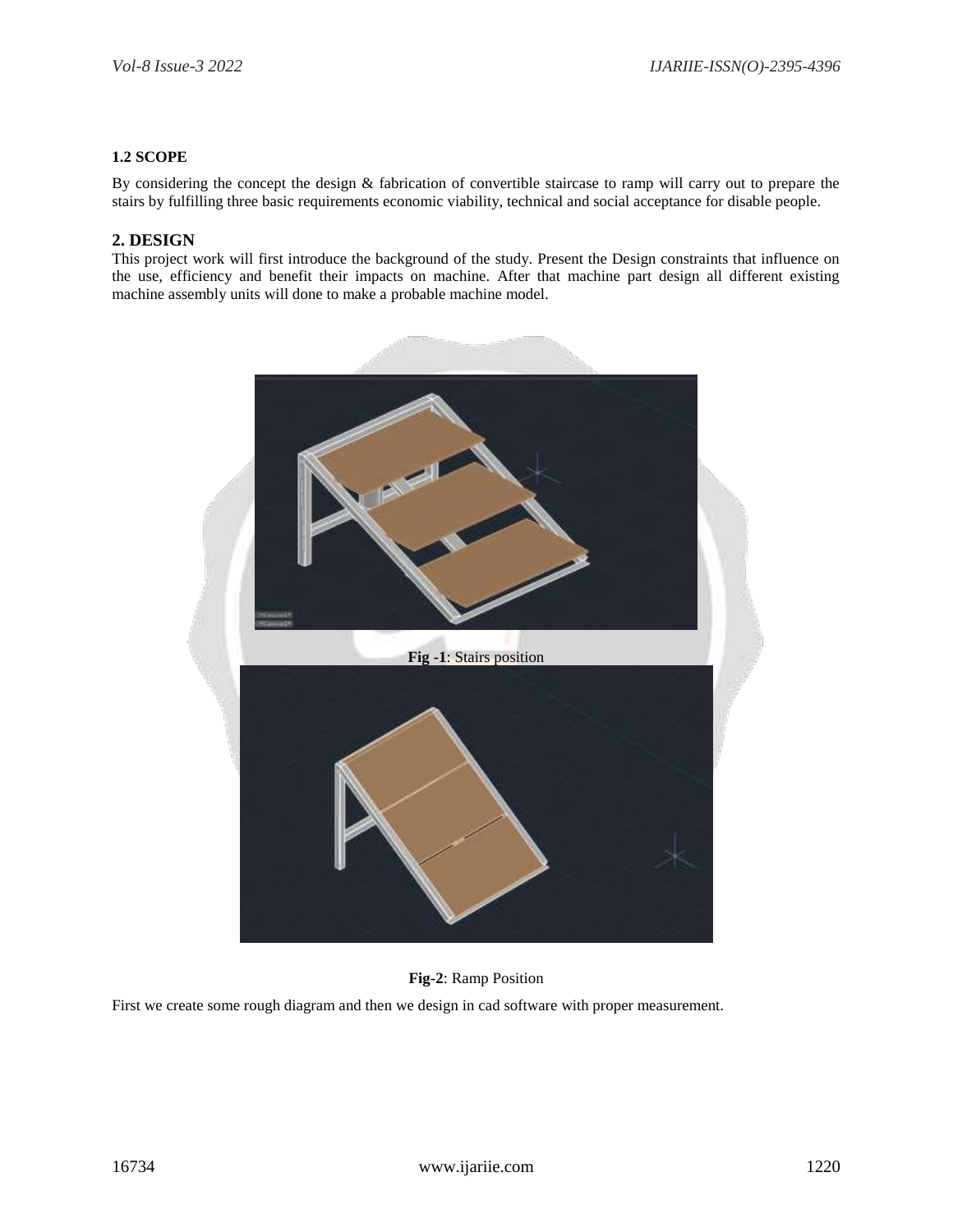### 1.2 SCOPE

By considering the concept the design & fabrication of convertible staircase to ramp will carry out to prepare the stairs by fulfilling three basic requirements economic viability, technical and social acceptance for disable people.

## 2. DESIGN

This project work will first introduce the background of the study. Present the Design constraints that influence on the use, efficiency and benefit their impacts on machine. After that machine part design all different existing machine assembly units will done to make a probable machine model.

**Fig -1**: Stairs position

**Fig-2**: Ramp Position

First we create some rough diagram and then we design in cad software with proper measurement.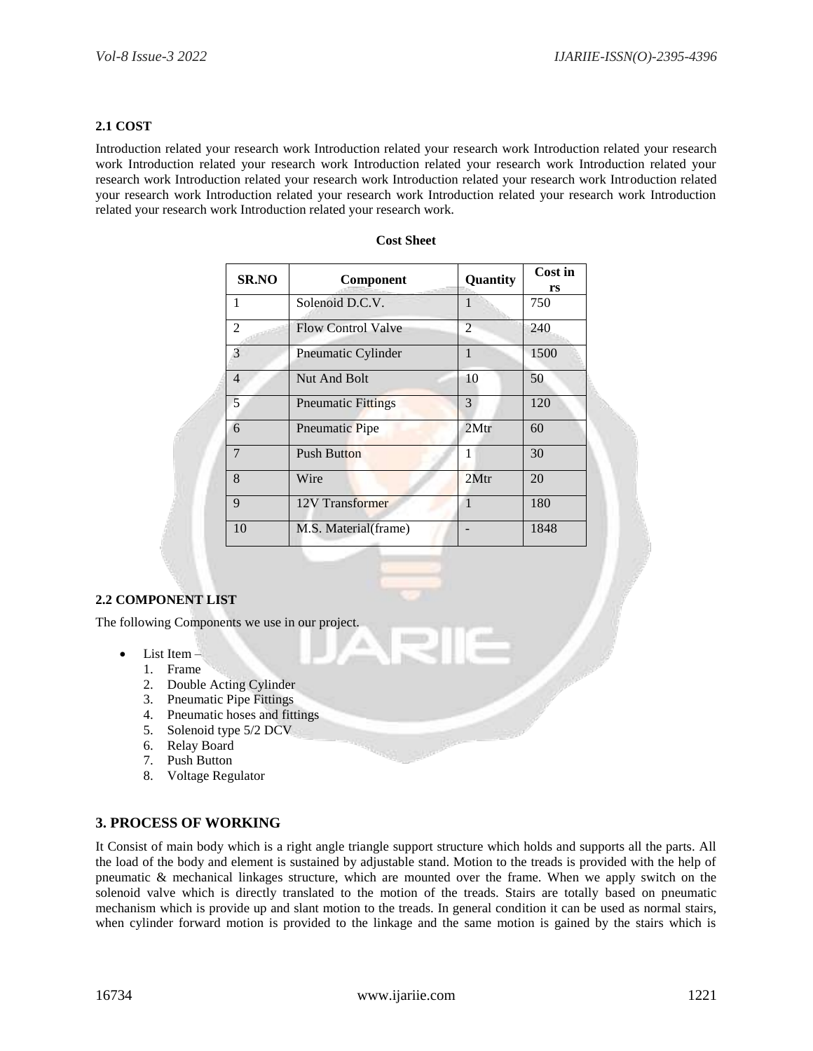### 2.1 COST

Introduction related your research work Introduction related your research work Introduction related your research work Introduction related your research work Introduction related your research work Introduction related your research work Introduction related your research work Introduction related your research work Introduction related your research work Introduction related your research work Introduction related your research work Introduction related your research work Introduction related your research work.

**Cost Sheet**

| SR.NO | Component | Quantity | Cost in rs |
|---|---|---|---|
| 1 | Solenoid D.C.V. | 1 | 750 |
| 2 | Flow Control Valve | 2 | 240 |
| 3 | Pneumatic Cylinder | 1 | 1500 |
| 4 | Nut And Bolt | 10 | 50 |
| 5 | Pneumatic Fittings | 3 | 120 |
| 6 | Pneumatic Pipe | 2Mtr | 60 |
| 7 | Push Button | 1 | 30 |
| 8 | Wire | 2Mtr | 20 |
| 9 | 12V Transformer | 1 | 180 |
| 10 | M.S. Material(frame) | - | 1848 |

### 2.2 COMPONENT LIST

The following Components we use in our project.

- List Item –
  1. Frame
  2. Double Acting Cylinder
  3. Pneumatic Pipe Fittings
  4. Pneumatic hoses and fittings
  5. Solenoid type 5/2 DCV
  6. Relay Board
  7. Push Button
  8. Voltage Regulator

## 3. PROCESS OF WORKING

It Consist of main body which is a right angle triangle support structure which holds and supports all the parts. All the load of the body and element is sustained by adjustable stand. Motion to the treads is provided with the help of pneumatic & mechanical linkages structure, which are mounted over the frame. When we apply switch on the solenoid valve which is directly translated to the motion of the treads. Stairs are totally based on pneumatic mechanism which is provide up and slant motion to the treads. In general condition it can be used as normal stairs, when cylinder forward motion is provided to the linkage and the same motion is gained by the stairs which is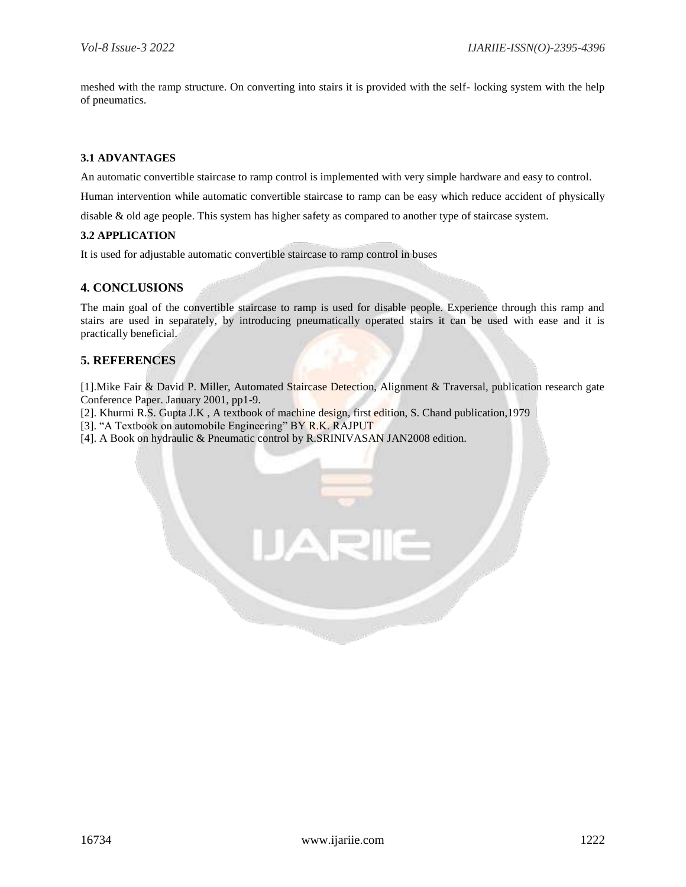meshed with the ramp structure. On converting into stairs it is provided with the self- locking system with the help of pneumatics.

### 3.1 ADVANTAGES

An automatic convertible staircase to ramp control is implemented with very simple hardware and easy to control.

Human intervention while automatic convertible staircase to ramp can be easy which reduce accident of physically disable & old age people. This system has higher safety as compared to another type of staircase system.

### 3.2 APPLICATION

It is used for adjustable automatic convertible staircase to ramp control in buses

## 4. CONCLUSIONS

The main goal of the convertible staircase to ramp is used for disable people. Experience through this ramp and stairs are used in separately, by introducing pneumatically operated stairs it can be used with ease and it is practically beneficial.

## 5. REFERENCES

[1].Mike Fair & David P. Miller, Automated Staircase Detection, Alignment & Traversal, publication research gate Conference Paper. January 2001, pp1-9.

[2]. Khurmi R.S. Gupta J.K , A textbook of machine design, first edition, S. Chand publication,1979

[3]. "A Textbook on automobile Engineering" BY R.K. RAJPUT

[4]. A Book on hydraulic & Pneumatic control by R.SRINIVASAN JAN2008 edition.